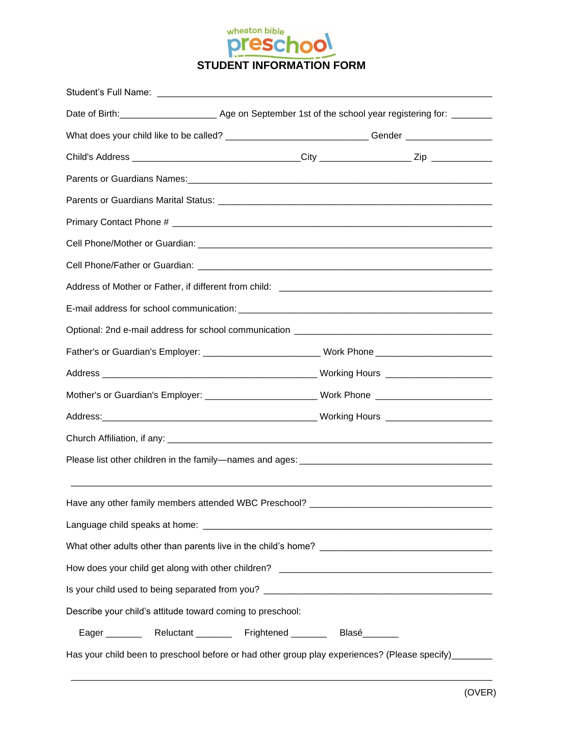wheaton bible preschool

# STUDENT INFORMATION FORM

Student's Full Name: ____________________________________________________________

Date of Birth:__________________ Age on September 1st of the school year registering for: ________

What does your child like to be called? ___________________________ Gender ________________

Child's Address ________________________________City _________________ Zip ____________

Parents or Guardians Names:___________________________________________________________

Parents or Guardians Marital Status: ____________________________________________________

Primary Contact Phone # ______________________________________________________________

Cell Phone/Mother or Guardian: ________________________________________________________

Cell Phone/Father or Guardian: ________________________________________________________

Address of Mother or Father, if different from child: ________________________________________

E-mail address for school communication: _______________________________________________

Optional: 2nd e-mail address for school communication _____________________________________

Father's or Guardian's Employer: ______________________ Work Phone ______________________

Address _________________________________________ Working Hours ____________________

Mother's or Guardian's Employer: _____________________ Work Phone ______________________

Address:_________________________________________ Working Hours ____________________

Church Affiliation, if any: _____________________________________________________________

Please list other children in the family—names and ages:_____________________________________

________________________________________________________________________________

Have any other family members attended WBC Preschool? ___________________________________

Language child speaks at home: ________________________________________________________

What other adults other than parents live in the child's home? ________________________________

How does your child get along with other children? ________________________________________

Is your child used to being separated from you? ____________________________________________

Describe your child's attitude toward coming to preschool:

Eager _______ Reluctant _______ Frightened _______ Blasé_______

Has your child been to preschool before or had other group play experiences? (Please specify)________

________________________________________________________________________________

(OVER)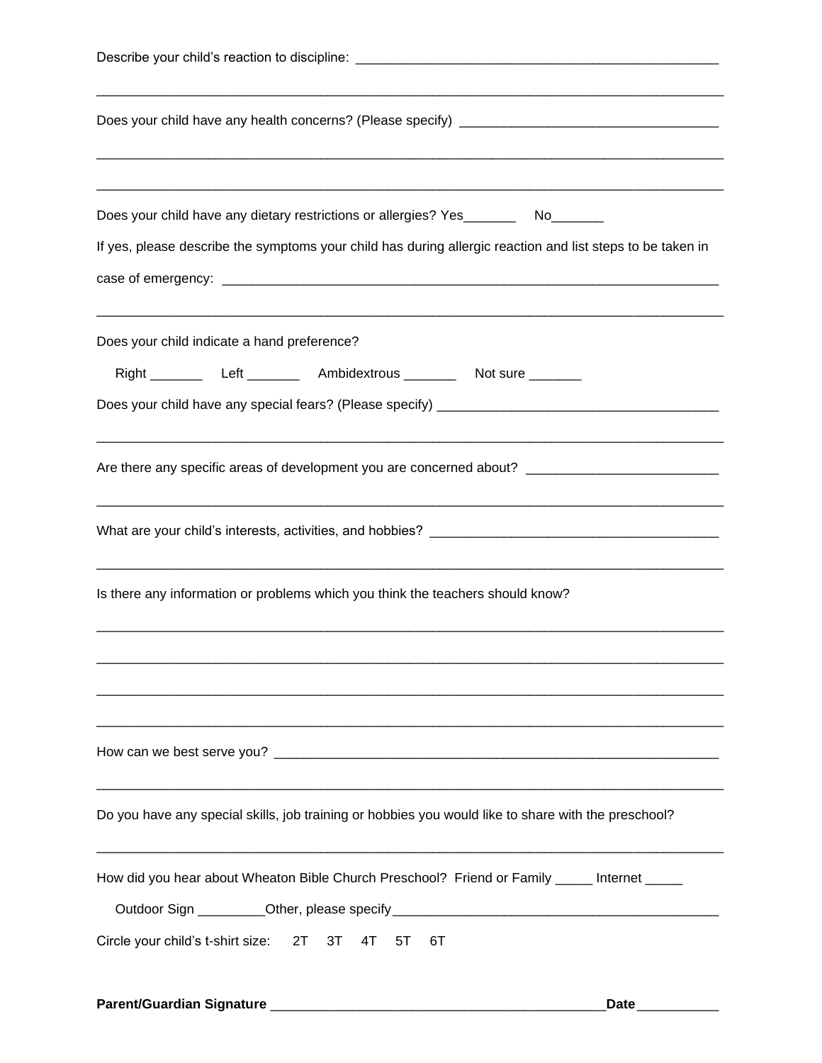Describe your child's reaction to discipline: ___________________________________________________

_____________________________________________________________________________________

Does your child have any health concerns? (Please specify) ___________________________________

_____________________________________________________________________________________

_____________________________________________________________________________________

Does your child have any dietary restrictions or allergies? Yes_______ No_______

If yes, please describe the symptoms your child has during allergic reaction and list steps to be taken in case of emergency: ___________________________________________________________________

_____________________________________________________________________________________

Does your child indicate a hand preference?

Right _______ Left _______ Ambidextrous _______ Not sure _______

Does your child have any special fears? (Please specify) ______________________________________

_____________________________________________________________________________________

Are there any specific areas of development you are concerned about? _________________________

_____________________________________________________________________________________

What are your child's interests, activities, and hobbies? _______________________________________

_____________________________________________________________________________________

Is there any information or problems which you think the teachers should know?

_____________________________________________________________________________________

_____________________________________________________________________________________

_____________________________________________________________________________________

_____________________________________________________________________________________

How can we best serve you? ______________________________________________________________

_____________________________________________________________________________________

Do you have any special skills, job training or hobbies you would like to share with the preschool?

_____________________________________________________________________________________

How did you hear about Wheaton Bible Church Preschool? Friend or Family _____ Internet _____

Outdoor Sign _________Other, please specify_____________________________________________

Circle your child's t-shirt size: 2T 3T 4T 5T 6T

**Parent/Guardian Signature** _____________________________________________**Date**___________